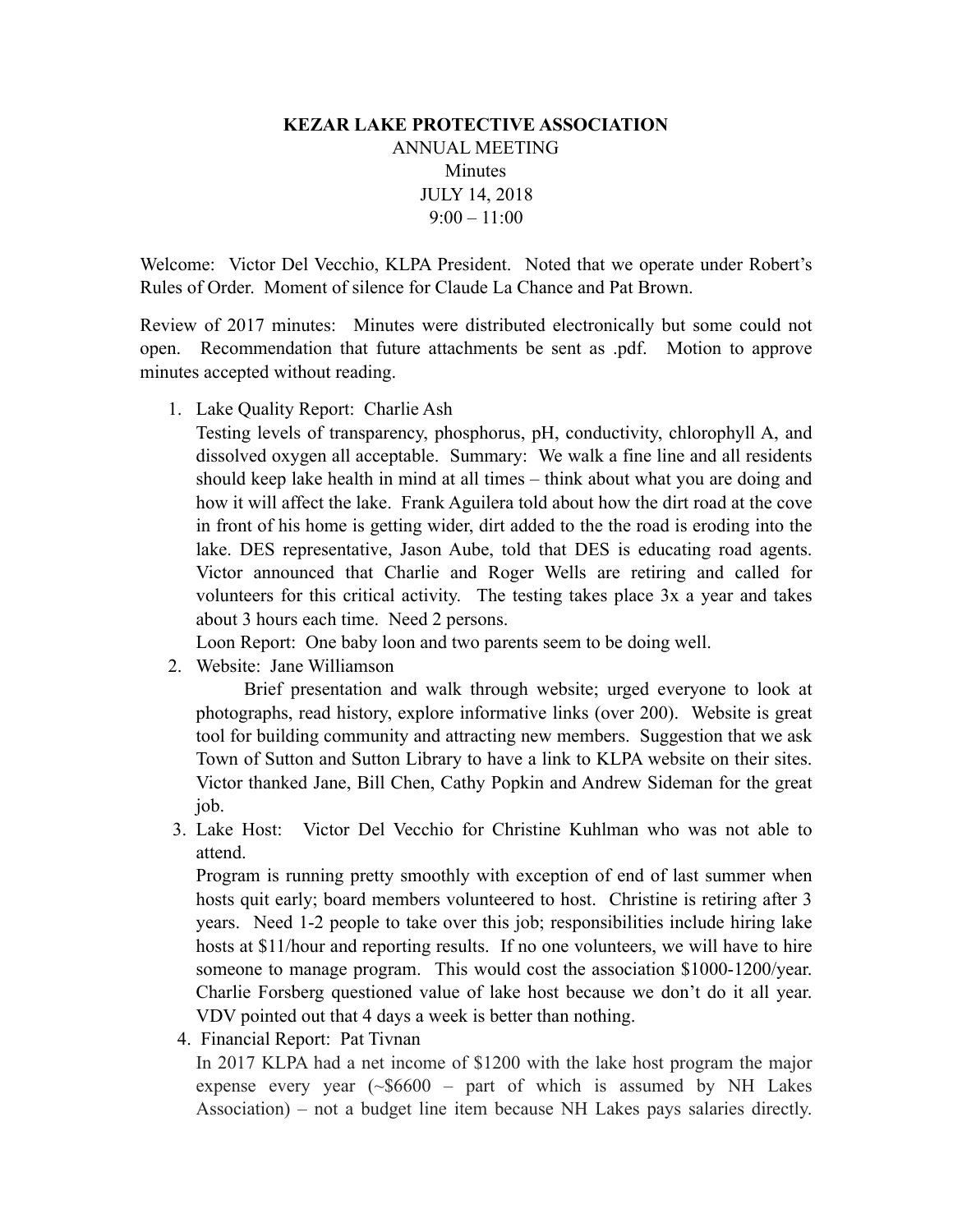**KEZAR LAKE PROTECTIVE ASSOCIATION**

ANNUAL MEETING

Minutes

JULY 14, 2018

9:00 – 11:00

Welcome: Victor Del Vecchio, KLPA President. Noted that we operate under Robert's Rules of Order. Moment of silence for Claude La Chance and Pat Brown.

Review of 2017 minutes: Minutes were distributed electronically but some could not open. Recommendation that future attachments be sent as .pdf. Motion to approve minutes accepted without reading.

1. Lake Quality Report: Charlie Ash

   Testing levels of transparency, phosphorus, pH, conductivity, chlorophyll A, and dissolved oxygen all acceptable. Summary: We walk a fine line and all residents should keep lake health in mind at all times – think about what you are doing and how it will affect the lake. Frank Aguilera told about how the dirt road at the cove in front of his home is getting wider, dirt added to the the road is eroding into the lake. DES representative, Jason Aube, told that DES is educating road agents. Victor announced that Charlie and Roger Wells are retiring and called for volunteers for this critical activity. The testing takes place 3x a year and takes about 3 hours each time. Need 2 persons.

   Loon Report: One baby loon and two parents seem to be doing well.

2. Website: Jane Williamson

   Brief presentation and walk through website; urged everyone to look at photographs, read history, explore informative links (over 200). Website is great tool for building community and attracting new members. Suggestion that we ask Town of Sutton and Sutton Library to have a link to KLPA website on their sites. Victor thanked Jane, Bill Chen, Cathy Popkin and Andrew Sideman for the great job.

3. Lake Host: Victor Del Vecchio for Christine Kuhlman who was not able to attend.

   Program is running pretty smoothly with exception of end of last summer when hosts quit early; board members volunteered to host. Christine is retiring after 3 years. Need 1-2 people to take over this job; responsibilities include hiring lake hosts at $11/hour and reporting results. If no one volunteers, we will have to hire someone to manage program. This would cost the association $1000-1200/year. Charlie Forsberg questioned value of lake host because we don't do it all year. VDV pointed out that 4 days a week is better than nothing.

4. Financial Report: Pat Tivnan

   In 2017 KLPA had a net income of $1200 with the lake host program the major expense every year (~$6600 – part of which is assumed by NH Lakes Association) – not a budget line item because NH Lakes pays salaries directly.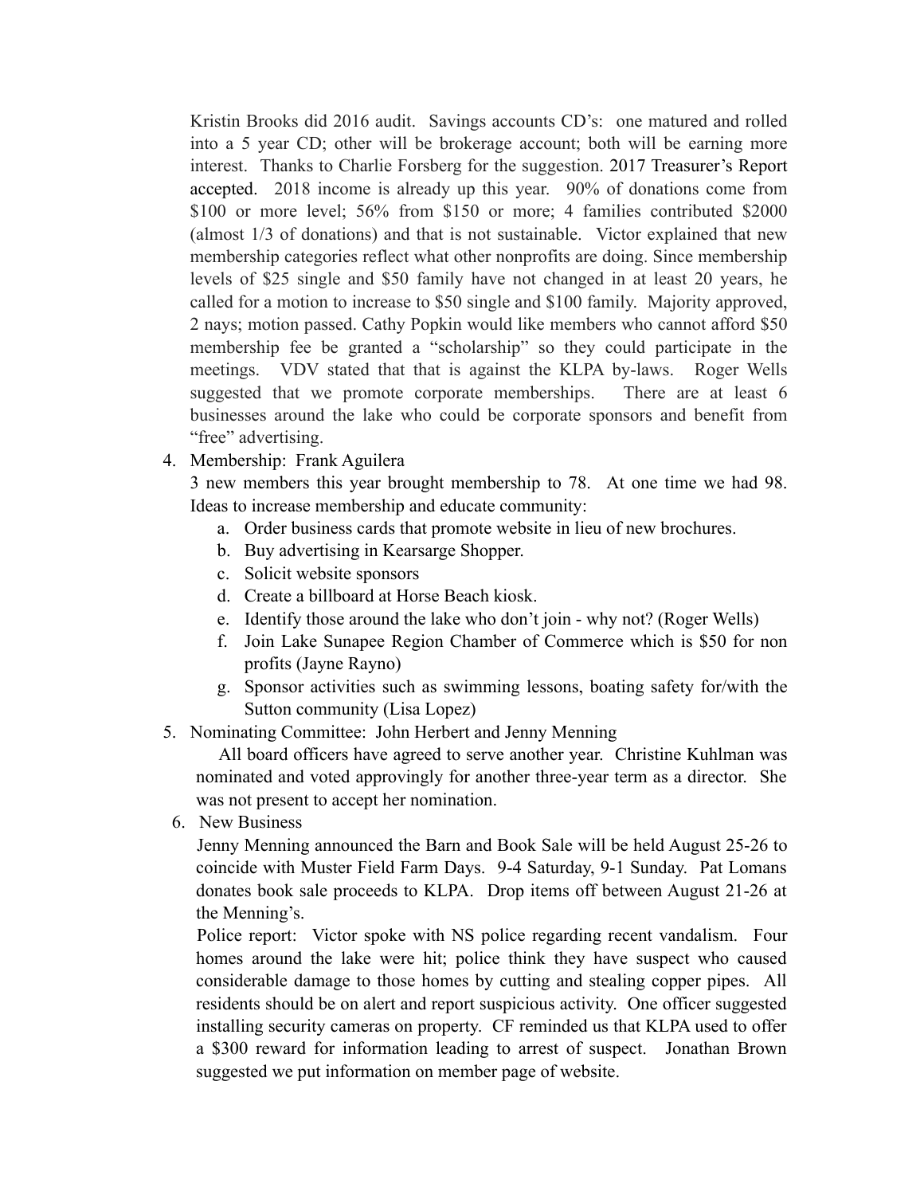Kristin Brooks did 2016 audit. Savings accounts CD's: one matured and rolled into a 5 year CD; other will be brokerage account; both will be earning more interest. Thanks to Charlie Forsberg for the suggestion. 2017 Treasurer's Report accepted. 2018 income is already up this year. 90% of donations come from $100 or more level; 56% from $150 or more; 4 families contributed $2000 (almost 1/3 of donations) and that is not sustainable. Victor explained that new membership categories reflect what other nonprofits are doing. Since membership levels of $25 single and $50 family have not changed in at least 20 years, he called for a motion to increase to $50 single and $100 family. Majority approved, 2 nays; motion passed. Cathy Popkin would like members who cannot afford $50 membership fee be granted a "scholarship" so they could participate in the meetings. VDV stated that that is against the KLPA by-laws. Roger Wells suggested that we promote corporate memberships. There are at least 6 businesses around the lake who could be corporate sponsors and benefit from "free" advertising.

4. Membership: Frank Aguilera

   3 new members this year brought membership to 78. At one time we had 98. Ideas to increase membership and educate community:

   a. Order business cards that promote website in lieu of new brochures.
   b. Buy advertising in Kearsarge Shopper.
   c. Solicit website sponsors
   d. Create a billboard at Horse Beach kiosk.
   e. Identify those around the lake who don't join - why not? (Roger Wells)
   f. Join Lake Sunapee Region Chamber of Commerce which is $50 for non profits (Jayne Rayno)
   g. Sponsor activities such as swimming lessons, boating safety for/with the Sutton community (Lisa Lopez)

5. Nominating Committee: John Herbert and Jenny Menning

   All board officers have agreed to serve another year. Christine Kuhlman was nominated and voted approvingly for another three-year term as a director. She was not present to accept her nomination.

6. New Business

   Jenny Menning announced the Barn and Book Sale will be held August 25-26 to coincide with Muster Field Farm Days. 9-4 Saturday, 9-1 Sunday. Pat Lomans donates book sale proceeds to KLPA. Drop items off between August 21-26 at the Menning's.

   Police report: Victor spoke with NS police regarding recent vandalism. Four homes around the lake were hit; police think they have suspect who caused considerable damage to those homes by cutting and stealing copper pipes. All residents should be on alert and report suspicious activity. One officer suggested installing security cameras on property. CF reminded us that KLPA used to offer a $300 reward for information leading to arrest of suspect. Jonathan Brown suggested we put information on member page of website.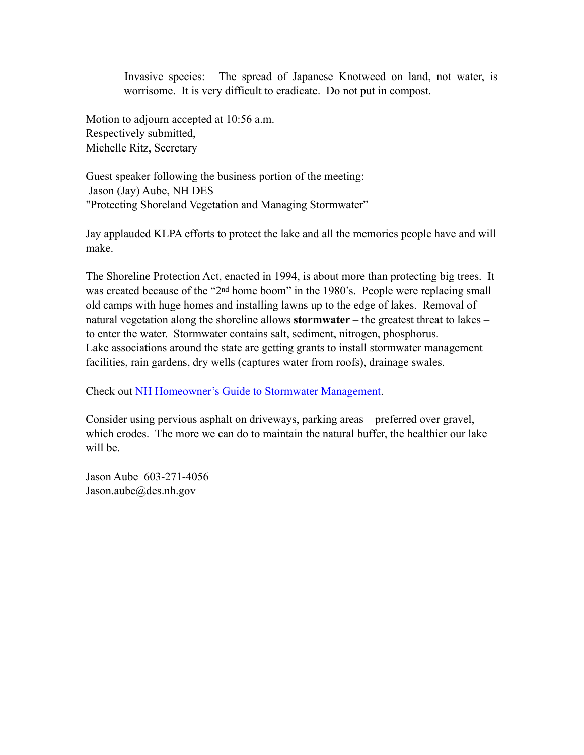Invasive species: The spread of Japanese Knotweed on land, not water, is worrisome. It is very difficult to eradicate. Do not put in compost.

Motion to adjourn accepted at 10:56 a.m.
Respectively submitted,
Michelle Ritz, Secretary

Guest speaker following the business portion of the meeting:
Jason (Jay) Aube, NH DES
"Protecting Shoreland Vegetation and Managing Stormwater"

Jay applauded KLPA efforts to protect the lake and all the memories people have and will make.

The Shoreline Protection Act, enacted in 1994, is about more than protecting big trees. It was created because of the "2nd home boom" in the 1980's. People were replacing small old camps with huge homes and installing lawns up to the edge of lakes. Removal of natural vegetation along the shoreline allows **stormwater** – the greatest threat to lakes – to enter the water. Stormwater contains salt, sediment, nitrogen, phosphorus.
Lake associations around the state are getting grants to install stormwater management facilities, rain gardens, dry wells (captures water from roofs), drainage swales.

Check out NH Homeowner's Guide to Stormwater Management.

Consider using pervious asphalt on driveways, parking areas – preferred over gravel, which erodes. The more we can do to maintain the natural buffer, the healthier our lake will be.

Jason Aube 603-271-4056
Jason.aube@des.nh.gov